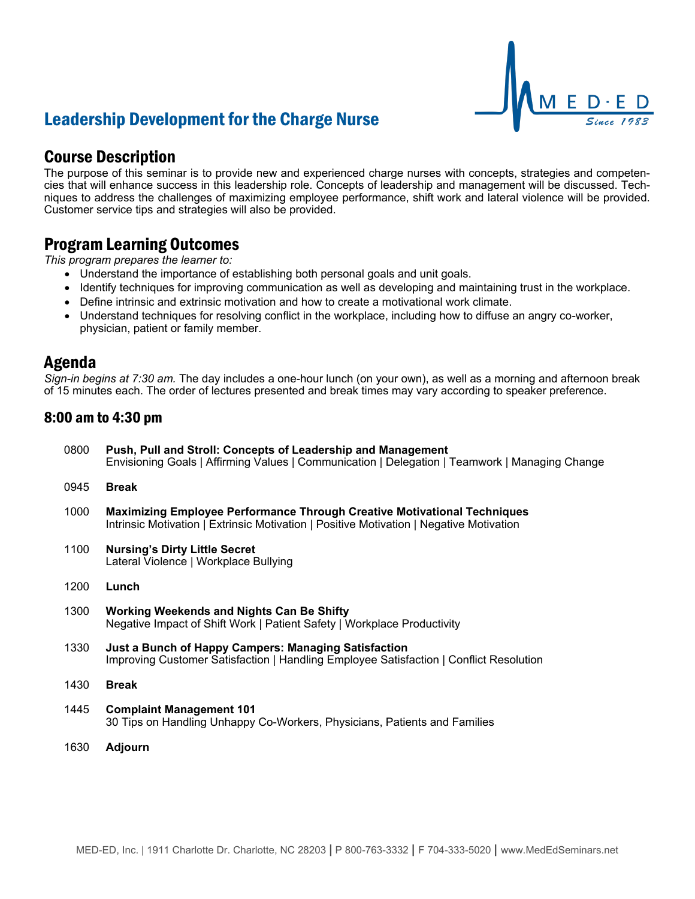# Leadership Development for the Charge Nurse

MED·ED
*Since 1983*

## Course Description

The purpose of this seminar is to provide new and experienced charge nurses with concepts, strategies and competencies that will enhance success in this leadership role. Concepts of leadership and management will be discussed. Techniques to address the challenges of maximizing employee performance, shift work and lateral violence will be provided. Customer service tips and strategies will also be provided.

## Program Learning Outcomes

*This program prepares the learner to:*

- Understand the importance of establishing both personal goals and unit goals.
- Identify techniques for improving communication as well as developing and maintaining trust in the workplace.
- Define intrinsic and extrinsic motivation and how to create a motivational work climate.
- Understand techniques for resolving conflict in the workplace, including how to diffuse an angry co-worker, physician, patient or family member.

## Agenda

*Sign-in begins at 7:30 am.* The day includes a one-hour lunch (on your own), as well as a morning and afternoon break of 15 minutes each. The order of lectures presented and break times may vary according to speaker preference.

### 8:00 am to 4:30 pm

0800 **Push, Pull and Stroll: Concepts of Leadership and Management**
Envisioning Goals | Affirming Values | Communication | Delegation | Teamwork | Managing Change

0945 **Break**

1000 **Maximizing Employee Performance Through Creative Motivational Techniques**
Intrinsic Motivation | Extrinsic Motivation | Positive Motivation | Negative Motivation

1100 **Nursing's Dirty Little Secret**
Lateral Violence | Workplace Bullying

1200 **Lunch**

1300 **Working Weekends and Nights Can Be Shifty**
Negative Impact of Shift Work | Patient Safety | Workplace Productivity

1330 **Just a Bunch of Happy Campers: Managing Satisfaction**
Improving Customer Satisfaction | Handling Employee Satisfaction | Conflict Resolution

1430 **Break**

1445 **Complaint Management 101**
30 Tips on Handling Unhappy Co-Workers, Physicians, Patients and Families

1630 **Adjourn**

MED-ED, Inc. | 1911 Charlotte Dr. Charlotte, NC 28203 | P 800-763-3332 | F 704-333-5020 | www.MedEdSeminars.net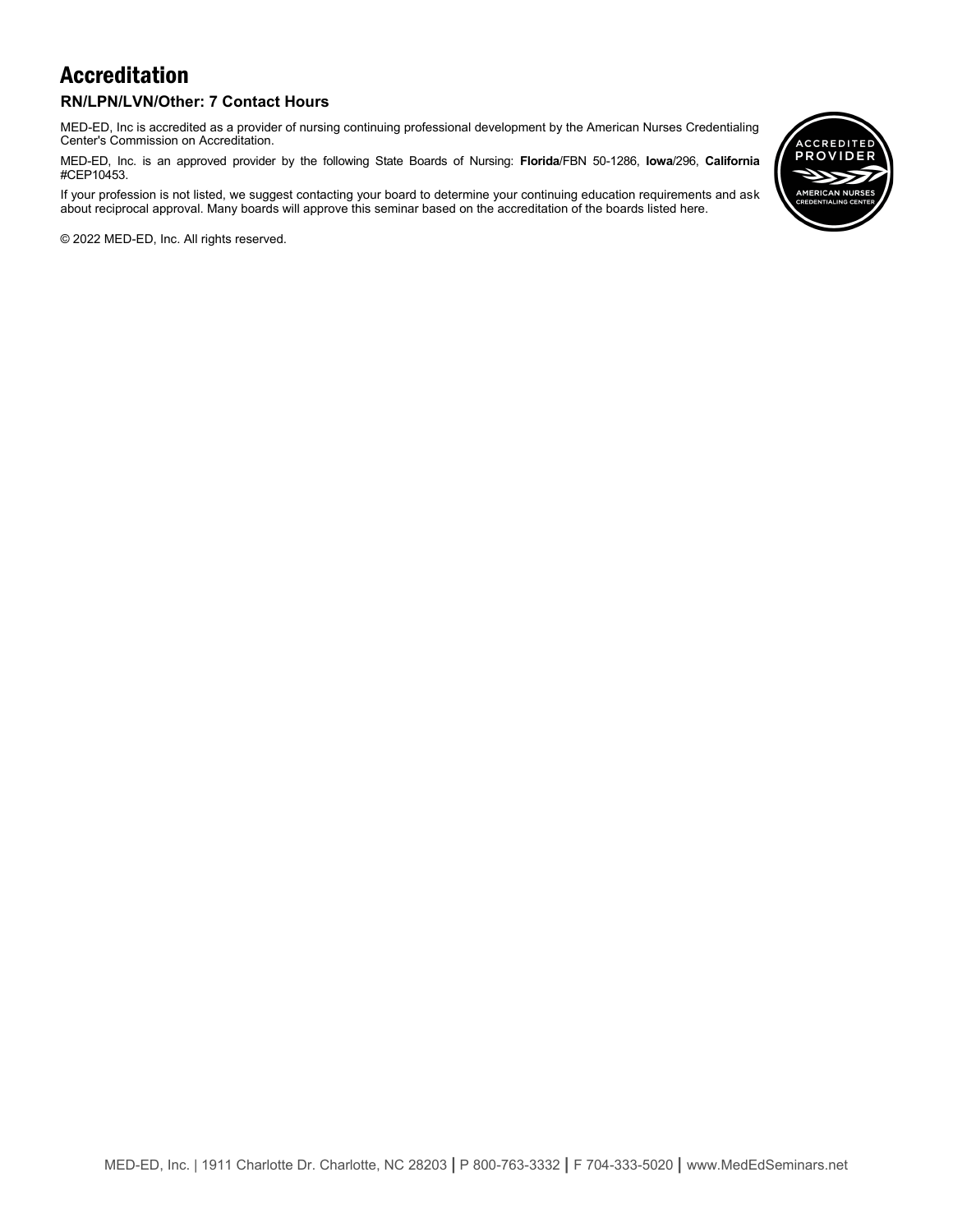## Accreditation

### RN/LPN/LVN/Other: 7 Contact Hours

MED-ED, Inc is accredited as a provider of nursing continuing professional development by the American Nurses Credentialing Center's Commission on Accreditation.

MED-ED, Inc. is an approved provider by the following State Boards of Nursing: **Florida**/FBN 50-1286, **Iowa**/296, **California** #CEP10453.

If your profession is not listed, we suggest contacting your board to determine your continuing education requirements and ask about reciprocal approval. Many boards will approve this seminar based on the accreditation of the boards listed here.

© 2022 MED-ED, Inc. All rights reserved.